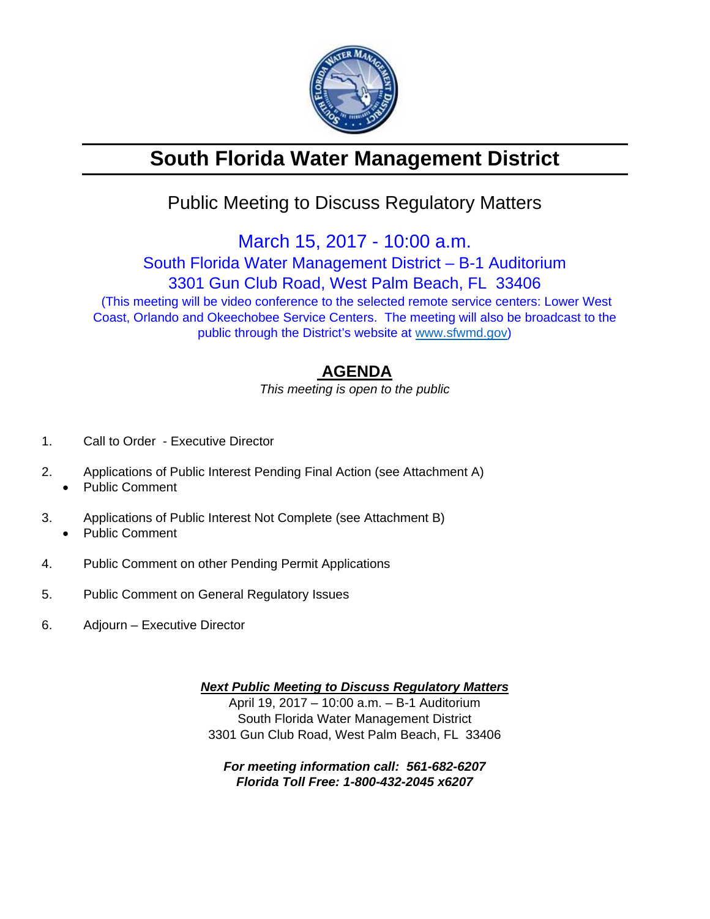# South Florida Water Management District

## Public Meeting to Discuss Regulatory Matters

March 15, 2017 - 10:00 a.m.
South Florida Water Management District – B-1 Auditorium
3301 Gun Club Road, West Palm Beach, FL 33406

(This meeting will be video conference to the selected remote service centers: Lower West Coast, Orlando and Okeechobee Service Centers. The meeting will also be broadcast to the public through the District's website at www.sfwmd.gov)

## AGENDA

*This meeting is open to the public*

1. Call to Order - Executive Director

2. Applications of Public Interest Pending Final Action (see Attachment A)
   - Public Comment

3. Applications of Public Interest Not Complete (see Attachment B)
   - Public Comment

4. Public Comment on other Pending Permit Applications

5. Public Comment on General Regulatory Issues

6. Adjourn – Executive Director

***Next Public Meeting to Discuss Regulatory Matters***
April 19, 2017 – 10:00 a.m. – B-1 Auditorium
South Florida Water Management District
3301 Gun Club Road, West Palm Beach, FL 33406

***For meeting information call: 561-682-6207***
***Florida Toll Free: 1-800-432-2045 x6207***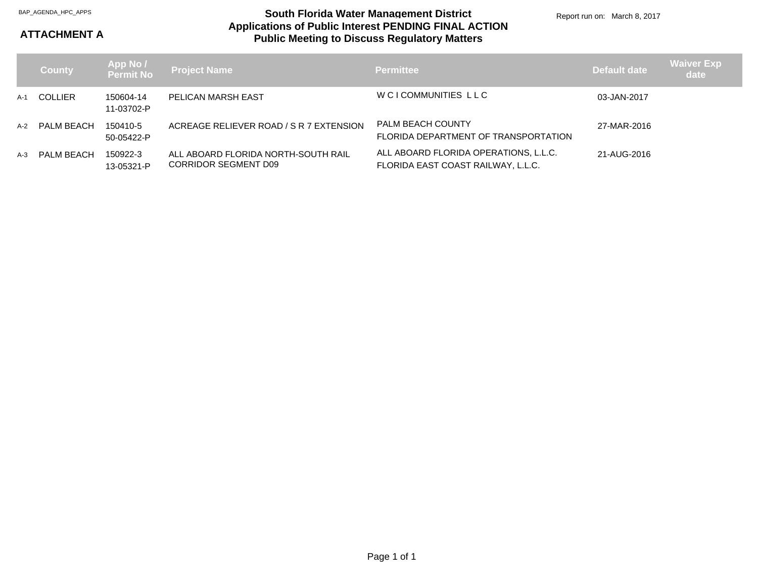BAP_AGENDA_HPC_APPS

**ATTACHMENT A**

# South Florida Water Management District
## Applications of Public Interest PENDING FINAL ACTION
## Public Meeting to Discuss Regulatory Matters

Report run on: March 8, 2017

| | County | App No / Permit No | Project Name | Permittee | Default date | Waiver Exp date |
|---|---|---|---|---|---|---|
| A-1 | COLLIER | 150604-14 11-03702-P | PELICAN MARSH EAST | W C I COMMUNITIES L L C | 03-JAN-2017 | |
| A-2 | PALM BEACH | 150410-5 50-05422-P | ACREAGE RELIEVER ROAD / S R 7 EXTENSION | PALM BEACH COUNTY FLORIDA DEPARTMENT OF TRANSPORTATION | 27-MAR-2016 | |
| A-3 | PALM BEACH | 150922-3 13-05321-P | ALL ABOARD FLORIDA NORTH-SOUTH RAIL CORRIDOR SEGMENT D09 | ALL ABOARD FLORIDA OPERATIONS, L.L.C. FLORIDA EAST COAST RAILWAY, L.L.C. | 21-AUG-2016 | |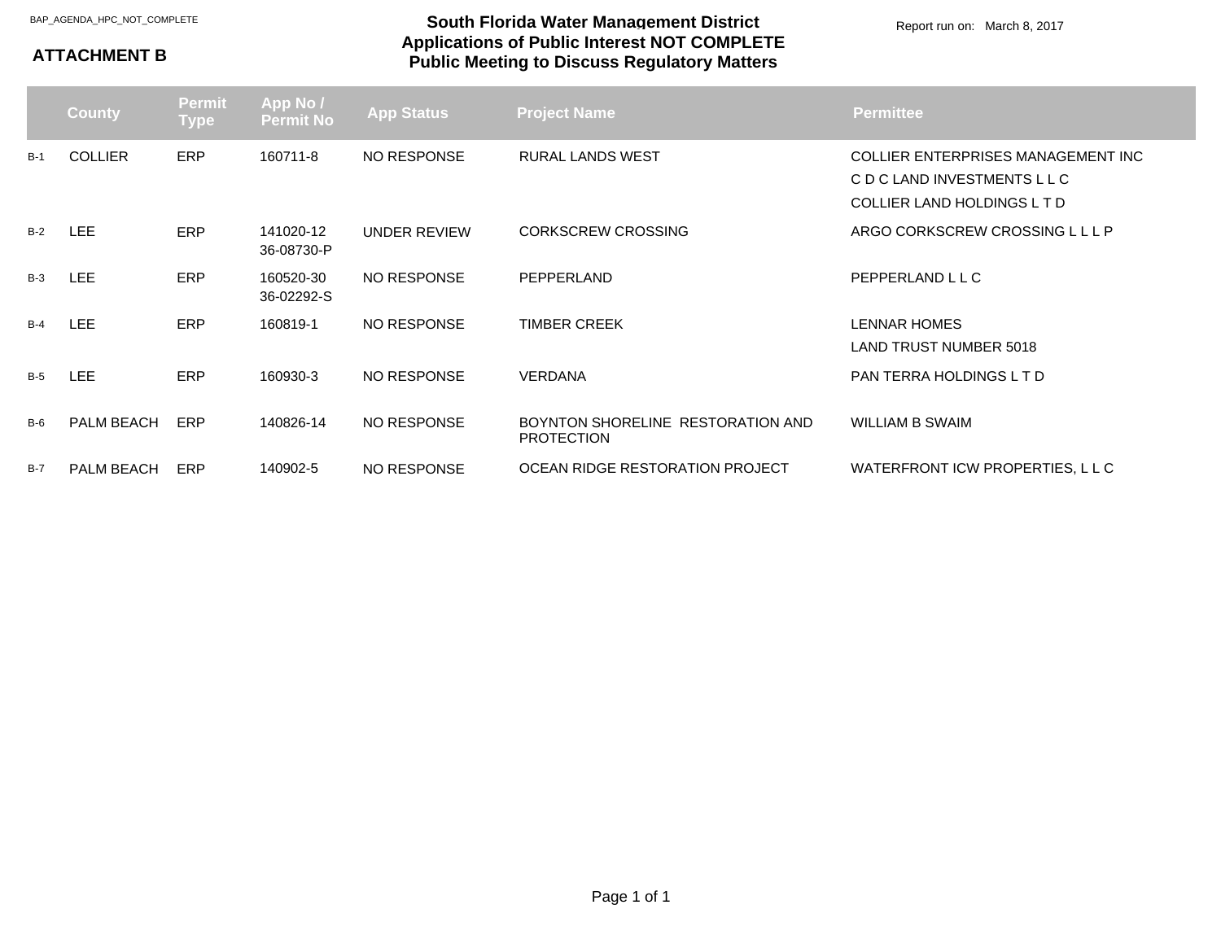BAP_AGENDA_HPC_NOT_COMPLETE

**ATTACHMENT B**

# South Florida Water Management District
## Applications of Public Interest NOT COMPLETE
## Public Meeting to Discuss Regulatory Matters

Report run on: March 8, 2017

| | County | Permit Type | App No / Permit No | App Status | Project Name | Permittee |
|---|---|---|---|---|---|---|
| B-1 | COLLIER | ERP | 160711-8 | NO RESPONSE | RURAL LANDS WEST | COLLIER ENTERPRISES MANAGEMENT INC<br>C D C LAND INVESTMENTS L L C<br>COLLIER LAND HOLDINGS L T D |
| B-2 | LEE | ERP | 141020-12<br>36-08730-P | UNDER REVIEW | CORKSCREW CROSSING | ARGO CORKSCREW CROSSING L L L P |
| B-3 | LEE | ERP | 160520-30<br>36-02292-S | NO RESPONSE | PEPPERLAND | PEPPERLAND L L C |
| B-4 | LEE | ERP | 160819-1 | NO RESPONSE | TIMBER CREEK | LENNAR HOMES<br>LAND TRUST NUMBER 5018 |
| B-5 | LEE | ERP | 160930-3 | NO RESPONSE | VERDANA | PAN TERRA HOLDINGS L T D |
| B-6 | PALM BEACH | ERP | 140826-14 | NO RESPONSE | BOYNTON SHORELINE RESTORATION AND PROTECTION | WILLIAM B SWAIM |
| B-7 | PALM BEACH | ERP | 140902-5 | NO RESPONSE | OCEAN RIDGE RESTORATION PROJECT | WATERFRONT ICW PROPERTIES, L L C |